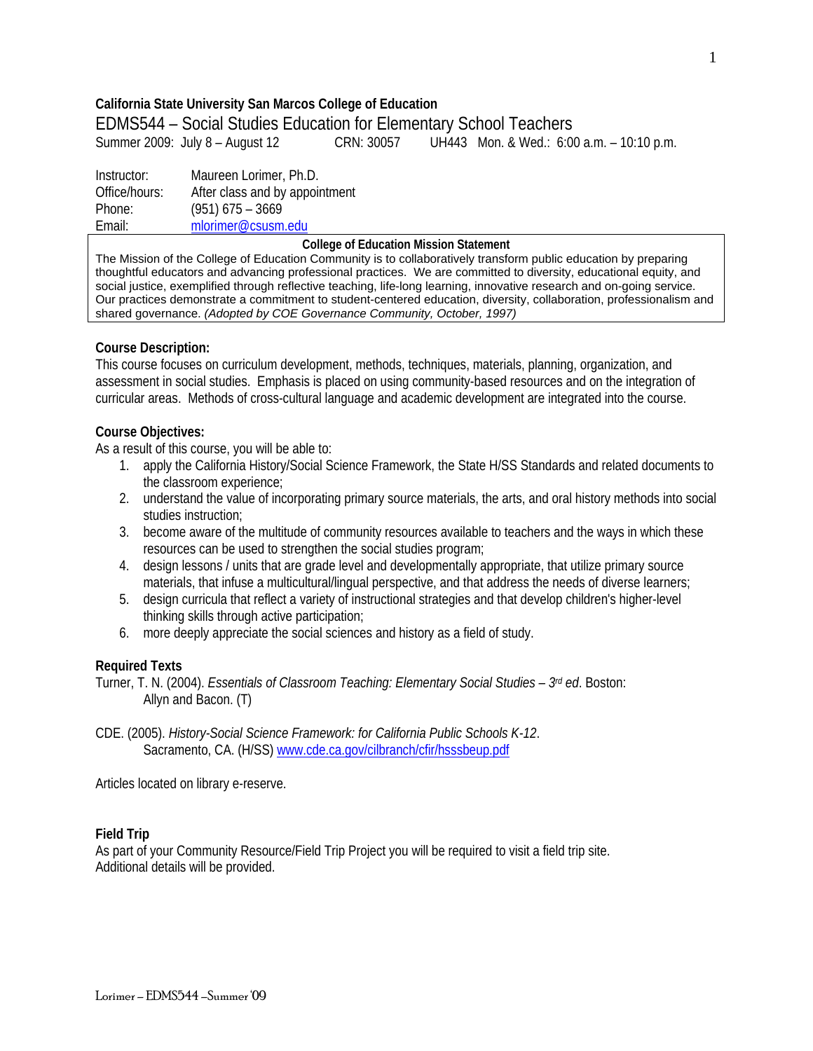**California State University San Marcos College of Education**

# EDMS544 – Social Studies Education for Elementary School Teachers

Summer 2009: July 8 – August 12 CRN: 30057 UH443 Mon. & Wed.: 6:00 a.m. – 10:10 p.m.

Instructor: Maureen Lorimer, Ph.D.
Office/hours: After class and by appointment
Phone: (951) 675 – 3669
Email: mlorimer@csusm.edu

**College of Education Mission Statement**

The Mission of the College of Education Community is to collaboratively transform public education by preparing thoughtful educators and advancing professional practices. We are committed to diversity, educational equity, and social justice, exemplified through reflective teaching, life-long learning, innovative research and on-going service. Our practices demonstrate a commitment to student-centered education, diversity, collaboration, professionalism and shared governance. *(Adopted by COE Governance Community, October, 1997)*

## Course Description:

This course focuses on curriculum development, methods, techniques, materials, planning, organization, and assessment in social studies. Emphasis is placed on using community-based resources and on the integration of curricular areas. Methods of cross-cultural language and academic development are integrated into the course.

## Course Objectives:

As a result of this course, you will be able to:

1. apply the California History/Social Science Framework, the State H/SS Standards and related documents to the classroom experience;
2. understand the value of incorporating primary source materials, the arts, and oral history methods into social studies instruction;
3. become aware of the multitude of community resources available to teachers and the ways in which these resources can be used to strengthen the social studies program;
4. design lessons / units that are grade level and developmentally appropriate, that utilize primary source materials, that infuse a multicultural/lingual perspective, and that address the needs of diverse learners;
5. design curricula that reflect a variety of instructional strategies and that develop children's higher-level thinking skills through active participation;
6. more deeply appreciate the social sciences and history as a field of study.

## Required Texts

Turner, T. N. (2004). *Essentials of Classroom Teaching: Elementary Social Studies – 3rd ed*. Boston: Allyn and Bacon. (T)

CDE. (2005). *History-Social Science Framework: for California Public Schools K-12*. Sacramento, CA. (H/SS) www.cde.ca.gov/cilbranch/cfir/hsssbeup.pdf

Articles located on library e-reserve.

## Field Trip

As part of your Community Resource/Field Trip Project you will be required to visit a field trip site. Additional details will be provided.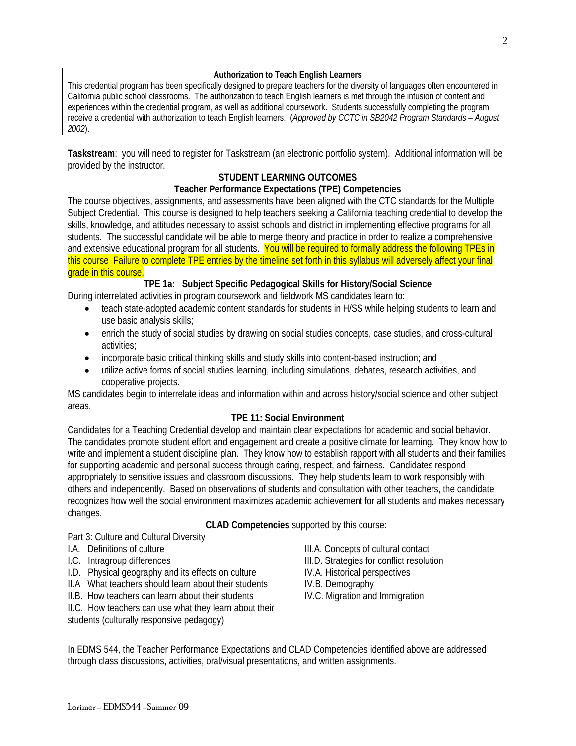**Authorization to Teach English Learners**

This credential program has been specifically designed to prepare teachers for the diversity of languages often encountered in California public school classrooms. The authorization to teach English learners is met through the infusion of content and experiences within the credential program, as well as additional coursework. Students successfully completing the program receive a credential with authorization to teach English learners. (*Approved by CCTC in SB2042 Program Standards – August 2002*).

**Taskstream**: you will need to register for Taskstream (an electronic portfolio system). Additional information will be provided by the instructor.

## STUDENT LEARNING OUTCOMES

### Teacher Performance Expectations (TPE) Competencies

The course objectives, assignments, and assessments have been aligned with the CTC standards for the Multiple Subject Credential. This course is designed to help teachers seeking a California teaching credential to develop the skills, knowledge, and attitudes necessary to assist schools and district in implementing effective programs for all students. The successful candidate will be able to merge theory and practice in order to realize a comprehensive and extensive educational program for all students. You will be required to formally address the following TPEs in this course Failure to complete TPE entries by the timeline set forth in this syllabus will adversely affect your final grade in this course.

### TPE 1a: Subject Specific Pedagogical Skills for History/Social Science

During interrelated activities in program coursework and fieldwork MS candidates learn to:

- teach state-adopted academic content standards for students in H/SS while helping students to learn and use basic analysis skills;
- enrich the study of social studies by drawing on social studies concepts, case studies, and cross-cultural activities;
- incorporate basic critical thinking skills and study skills into content-based instruction; and
- utilize active forms of social studies learning, including simulations, debates, research activities, and cooperative projects.

MS candidates begin to interrelate ideas and information within and across history/social science and other subject areas.

### TPE 11: Social Environment

Candidates for a Teaching Credential develop and maintain clear expectations for academic and social behavior. The candidates promote student effort and engagement and create a positive climate for learning. They know how to write and implement a student discipline plan. They know how to establish rapport with all students and their families for supporting academic and personal success through caring, respect, and fairness. Candidates respond appropriately to sensitive issues and classroom discussions. They help students learn to work responsibly with others and independently. Based on observations of students and consultation with other teachers, the candidate recognizes how well the social environment maximizes academic achievement for all students and makes necessary changes.

**CLAD Competencies** supported by this course:

Part 3: Culture and Cultural Diversity

- I.A. Definitions of culture
- I.C. Intragroup differences
- I.D. Physical geography and its effects on culture
- II.A What teachers should learn about their students
- II.B. How teachers can learn about their students
- II.C. How teachers can use what they learn about their students (culturally responsive pedagogy)
- III.A. Concepts of cultural contact
- III.D. Strategies for conflict resolution
- IV.A. Historical perspectives
- IV.B. Demography
- IV.C. Migration and Immigration

In EDMS 544, the Teacher Performance Expectations and CLAD Competencies identified above are addressed through class discussions, activities, oral/visual presentations, and written assignments.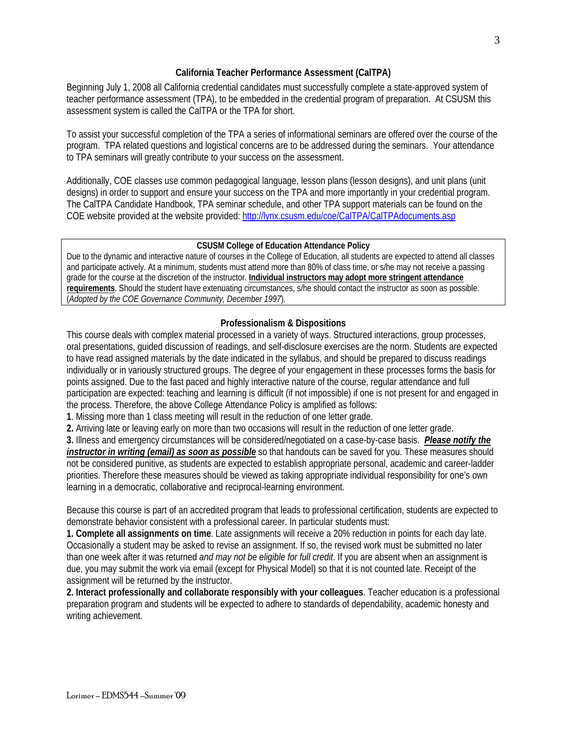## California Teacher Performance Assessment (CalTPA)

Beginning July 1, 2008 all California credential candidates must successfully complete a state-approved system of teacher performance assessment (TPA), to be embedded in the credential program of preparation. At CSUSM this assessment system is called the CalTPA or the TPA for short.

To assist your successful completion of the TPA a series of informational seminars are offered over the course of the program. TPA related questions and logistical concerns are to be addressed during the seminars. Your attendance to TPA seminars will greatly contribute to your success on the assessment.

Additionally, COE classes use common pedagogical language, lesson plans (lesson designs), and unit plans (unit designs) in order to support and ensure your success on the TPA and more importantly in your credential program. The CalTPA Candidate Handbook, TPA seminar schedule, and other TPA support materials can be found on the COE website provided at the website provided: http://lynx.csusm.edu/coe/CalTPA/CalTPAdocuments.asp

**CSUSM College of Education Attendance Policy**

Due to the dynamic and interactive nature of courses in the College of Education, all students are expected to attend all classes and participate actively. At a minimum, students must attend more than 80% of class time, or s/he may not receive a passing grade for the course at the discretion of the instructor. **Individual instructors may adopt more stringent attendance requirements**. Should the student have extenuating circumstances, s/he should contact the instructor as soon as possible. (*Adopted by the COE Governance Community, December 1997*).

## Professionalism & Dispositions

This course deals with complex material processed in a variety of ways. Structured interactions, group processes, oral presentations, guided discussion of readings, and self-disclosure exercises are the norm. Students are expected to have read assigned materials by the date indicated in the syllabus, and should be prepared to discuss readings individually or in variously structured groups. The degree of your engagement in these processes forms the basis for points assigned. Due to the fast paced and highly interactive nature of the course, regular attendance and full participation are expected: teaching and learning is difficult (if not impossible) if one is not present for and engaged in the process. Therefore, the above College Attendance Policy is amplified as follows:

**1**. Missing more than 1 class meeting will result in the reduction of one letter grade.
**2.** Arriving late or leaving early on more than two occasions will result in the reduction of one letter grade.
**3.** Illness and emergency circumstances will be considered/negotiated on a case-by-case basis. ***Please notify the instructor in writing (email) as soon as possible*** so that handouts can be saved for you. These measures should not be considered punitive, as students are expected to establish appropriate personal, academic and career-ladder priorities. Therefore these measures should be viewed as taking appropriate individual responsibility for one's own learning in a democratic, collaborative and reciprocal-learning environment.

Because this course is part of an accredited program that leads to professional certification, students are expected to demonstrate behavior consistent with a professional career. In particular students must:

**1. Complete all assignments on time**. Late assignments will receive a 20% reduction in points for each day late. Occasionally a student may be asked to revise an assignment. If so, the revised work must be submitted no later than one week after it was returned *and may not be eligible for full credit*. If you are absent when an assignment is due, you may submit the work via email (except for Physical Model) so that it is not counted late. Receipt of the assignment will be returned by the instructor.
**2. Interact professionally and collaborate responsibly with your colleagues**. Teacher education is a professional preparation program and students will be expected to adhere to standards of dependability, academic honesty and writing achievement.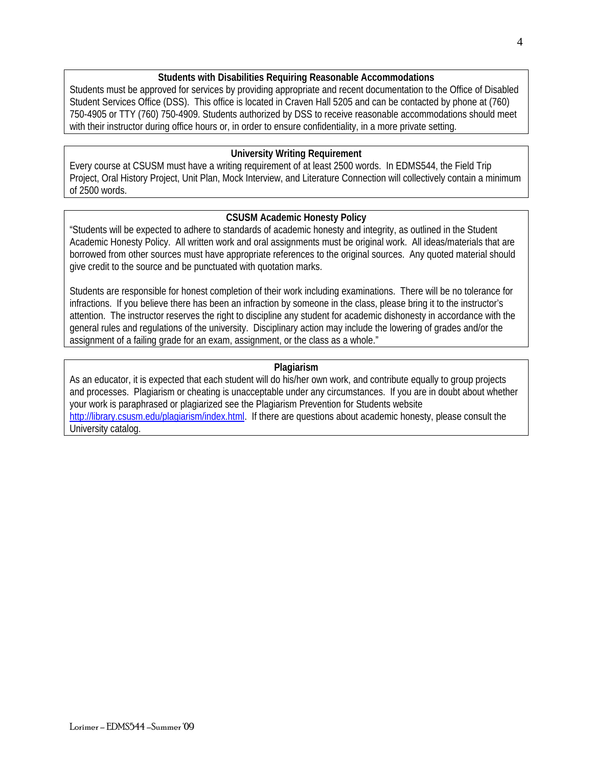### Students with Disabilities Requiring Reasonable Accommodations

Students must be approved for services by providing appropriate and recent documentation to the Office of Disabled Student Services Office (DSS). This office is located in Craven Hall 5205 and can be contacted by phone at (760) 750-4905 or TTY (760) 750-4909. Students authorized by DSS to receive reasonable accommodations should meet with their instructor during office hours or, in order to ensure confidentiality, in a more private setting.

### University Writing Requirement

Every course at CSUSM must have a writing requirement of at least 2500 words. In EDMS544, the Field Trip Project, Oral History Project, Unit Plan, Mock Interview, and Literature Connection will collectively contain a minimum of 2500 words.

### CSUSM Academic Honesty Policy

"Students will be expected to adhere to standards of academic honesty and integrity, as outlined in the Student Academic Honesty Policy. All written work and oral assignments must be original work. All ideas/materials that are borrowed from other sources must have appropriate references to the original sources. Any quoted material should give credit to the source and be punctuated with quotation marks.

Students are responsible for honest completion of their work including examinations. There will be no tolerance for infractions. If you believe there has been an infraction by someone in the class, please bring it to the instructor's attention. The instructor reserves the right to discipline any student for academic dishonesty in accordance with the general rules and regulations of the university. Disciplinary action may include the lowering of grades and/or the assignment of a failing grade for an exam, assignment, or the class as a whole."

### Plagiarism

As an educator, it is expected that each student will do his/her own work, and contribute equally to group projects and processes. Plagiarism or cheating is unacceptable under any circumstances. If you are in doubt about whether your work is paraphrased or plagiarized see the Plagiarism Prevention for Students website http://library.csusm.edu/plagiarism/index.html. If there are questions about academic honesty, please consult the University catalog.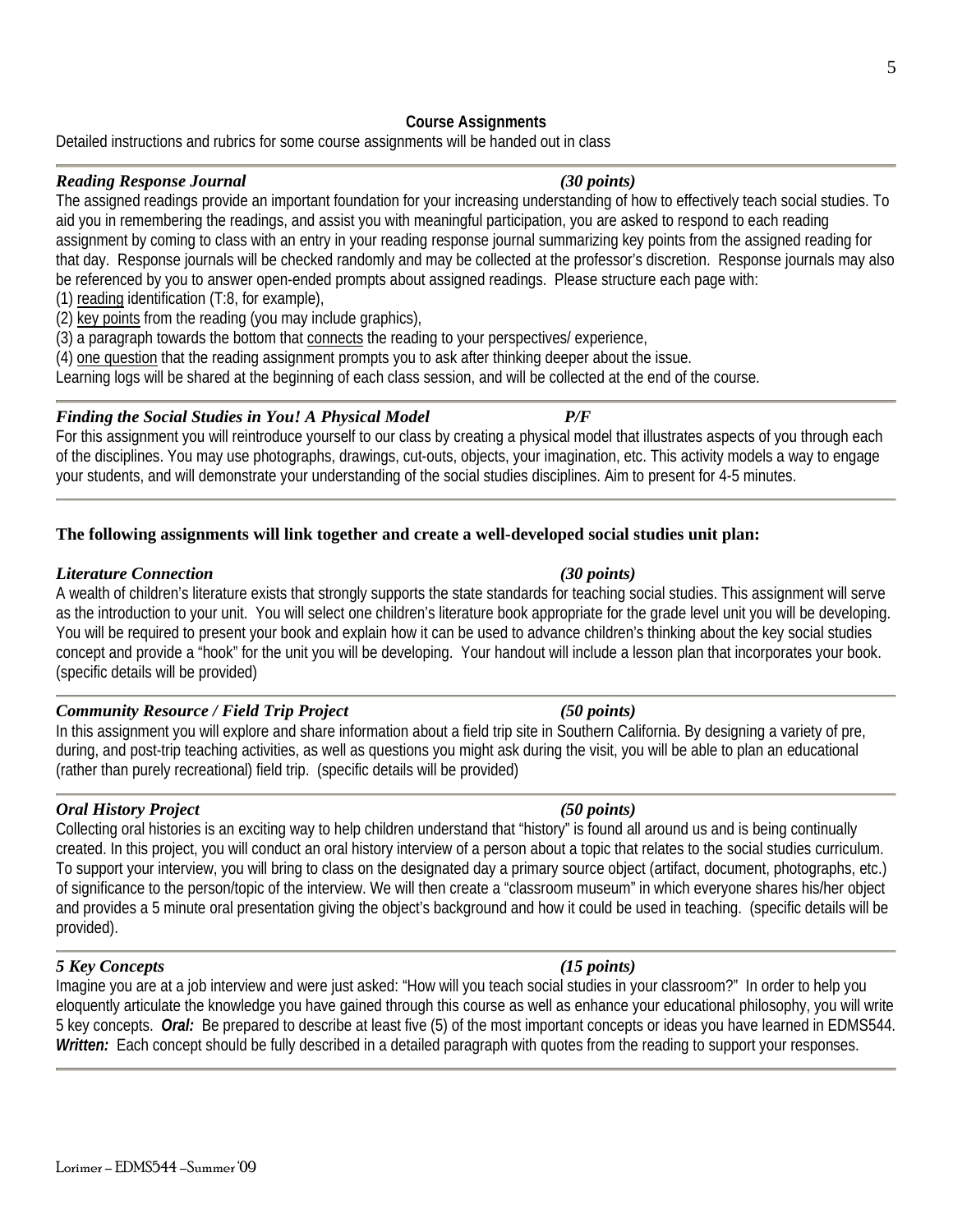## Course Assignments

Detailed instructions and rubrics for some course assignments will be handed out in class

---

### *Reading Response Journal* *(30 points)*

The assigned readings provide an important foundation for your increasing understanding of how to effectively teach social studies. To aid you in remembering the readings, and assist you with meaningful participation, you are asked to respond to each reading assignment by coming to class with an entry in your reading response journal summarizing key points from the assigned reading for that day. Response journals will be checked randomly and may be collected at the professor's discretion. Response journals may also be referenced by you to answer open-ended prompts about assigned readings. Please structure each page with:

(1) reading identification (T:8, for example),
(2) key points from the reading (you may include graphics),
(3) a paragraph towards the bottom that connects the reading to your perspectives/ experience,
(4) one question that the reading assignment prompts you to ask after thinking deeper about the issue.

Learning logs will be shared at the beginning of each class session, and will be collected at the end of the course.

---

### *Finding the Social Studies in You! A Physical Model* *P/F*

For this assignment you will reintroduce yourself to our class by creating a physical model that illustrates aspects of you through each of the disciplines. You may use photographs, drawings, cut-outs, objects, your imagination, etc. This activity models a way to engage your students, and will demonstrate your understanding of the social studies disciplines. Aim to present for 4-5 minutes.

---

**The following assignments will link together and create a well-developed social studies unit plan:**

### *Literature Connection* *(30 points)*

A wealth of children's literature exists that strongly supports the state standards for teaching social studies. This assignment will serve as the introduction to your unit. You will select one children's literature book appropriate for the grade level unit you will be developing. You will be required to present your book and explain how it can be used to advance children's thinking about the key social studies concept and provide a "hook" for the unit you will be developing. Your handout will include a lesson plan that incorporates your book. (specific details will be provided)

---

### *Community Resource / Field Trip Project* *(50 points)*

In this assignment you will explore and share information about a field trip site in Southern California. By designing a variety of pre, during, and post-trip teaching activities, as well as questions you might ask during the visit, you will be able to plan an educational (rather than purely recreational) field trip. (specific details will be provided)

---

### *Oral History Project* *(50 points)*

Collecting oral histories is an exciting way to help children understand that "history" is found all around us and is being continually created. In this project, you will conduct an oral history interview of a person about a topic that relates to the social studies curriculum. To support your interview, you will bring to class on the designated day a primary source object (artifact, document, photographs, etc.) of significance to the person/topic of the interview. We will then create a "classroom museum" in which everyone shares his/her object and provides a 5 minute oral presentation giving the object's background and how it could be used in teaching. (specific details will be provided).

---

### *5 Key Concepts* *(15 points)*

Imagine you are at a job interview and were just asked: "How will you teach social studies in your classroom?" In order to help you eloquently articulate the knowledge you have gained through this course as well as enhance your educational philosophy, you will write 5 key concepts. ***Oral:*** Be prepared to describe at least five (5) of the most important concepts or ideas you have learned in EDMS544. ***Written:*** Each concept should be fully described in a detailed paragraph with quotes from the reading to support your responses.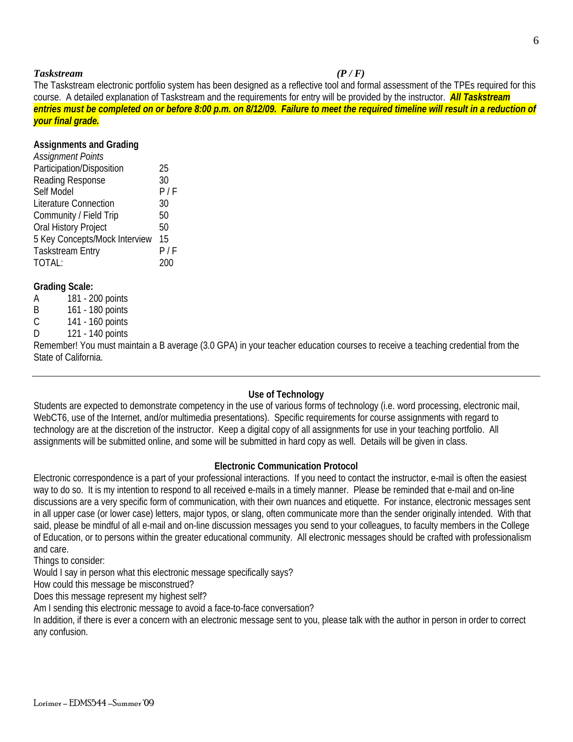***Taskstream*** ***(P / F)***

The Taskstream electronic portfolio system has been designed as a reflective tool and formal assessment of the TPEs required for this course. A detailed explanation of Taskstream and the requirements for entry will be provided by the instructor. ***All Taskstream entries must be completed on or before 8:00 p.m. on 8/12/09. Failure to meet the required timeline will result in a reduction of your final grade.***

**Assignments and Grading**

| *Assignment* | *Points* |
|---|---|
| Participation/Disposition | 25 |
| Reading Response | 30 |
| Self Model | P / F |
| Literature Connection | 30 |
| Community / Field Trip | 50 |
| Oral History Project | 50 |
| 5 Key Concepts/Mock Interview | 15 |
| Taskstream Entry | P / F |
| TOTAL: | 200 |

**Grading Scale:**

| | |
|---|---|
| A | 181 - 200 points |
| B | 161 - 180 points |
| C | 141 - 160 points |
| D | 121 - 140 points |

Remember! You must maintain a B average (3.0 GPA) in your teacher education courses to receive a teaching credential from the State of California.

---

## Use of Technology

Students are expected to demonstrate competency in the use of various forms of technology (i.e. word processing, electronic mail, WebCT6, use of the Internet, and/or multimedia presentations). Specific requirements for course assignments with regard to technology are at the discretion of the instructor. Keep a digital copy of all assignments for use in your teaching portfolio. All assignments will be submitted online, and some will be submitted in hard copy as well. Details will be given in class.

## Electronic Communication Protocol

Electronic correspondence is a part of your professional interactions. If you need to contact the instructor, e-mail is often the easiest way to do so. It is my intention to respond to all received e-mails in a timely manner. Please be reminded that e-mail and on-line discussions are a very specific form of communication, with their own nuances and etiquette. For instance, electronic messages sent in all upper case (or lower case) letters, major typos, or slang, often communicate more than the sender originally intended. With that said, please be mindful of all e-mail and on-line discussion messages you send to your colleagues, to faculty members in the College of Education, or to persons within the greater educational community. All electronic messages should be crafted with professionalism and care.

Things to consider:

Would I say in person what this electronic message specifically says?

How could this message be misconstrued?

Does this message represent my highest self?

Am I sending this electronic message to avoid a face-to-face conversation?

In addition, if there is ever a concern with an electronic message sent to you, please talk with the author in person in order to correct any confusion.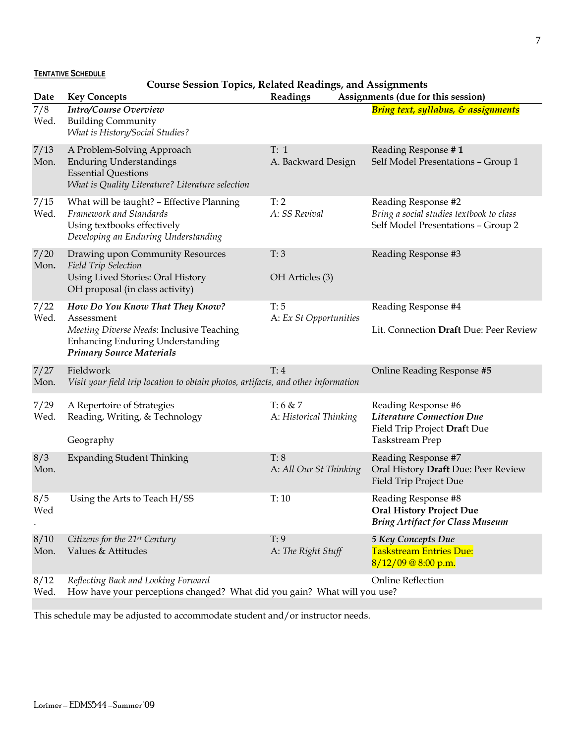**TENTATIVE SCHEDULE**

**Course Session Topics, Related Readings, and Assignments**

| Date | Key Concepts | Readings | Assignments (due for this session) |
|---|---|---|---|
| 7/8 Wed. | ***Intro/Course Overview***<br>Building Community<br>*What is History/Social Studies?* | | ***Bring text, syllabus, & assignments*** |
| 7/13 Mon. | A Problem-Solving Approach<br>Enduring Understandings<br>Essential Questions<br>*What is Quality Literature? Literature selection* | T: 1<br>A. Backward Design | Reading Response **# 1**<br>Self Model Presentations – Group 1 |
| 7/15 Wed. | What will be taught? – Effective Planning<br>*Framework and Standards*<br>Using textbooks effectively<br>*Developing an Enduring Understanding* | T: 2<br>*A: SS Revival* | Reading Response #2<br>*Bring a social studies textbook to class*<br>Self Model Presentations – Group 2 |
| 7/20 Mon. | Drawing upon Community Resources<br>*Field Trip Selection*<br>Using Lived Stories: Oral History<br>OH proposal (in class activity) | T: 3<br><br>OH Articles (3) | Reading Response #3 |
| 7/22 Wed. | ***How Do You Know That They Know?***<br>Assessment<br>*Meeting Diverse Needs*: Inclusive Teaching<br>Enhancing Enduring Understanding<br>***Primary Source Materials*** | T: 5<br>A: *Ex St Opportunities* | Reading Response #4<br><br>Lit. Connection **Draft** Due: Peer Review |
| 7/27 Mon. | Fieldwork<br>*Visit your field trip location to obtain photos, artifacts, and other information* | T: 4 | Online Reading Response **#5** |
| 7/29 Wed. | A Repertoire of Strategies<br>Reading, Writing, & Technology<br><br>Geography | T: 6 & 7<br>A: *Historical Thinking* | Reading Response #6<br>***Literature Connection Due***<br>Field Trip Project **Draf**t Due<br>Taskstream Prep |
| 8/3 Mon. | Expanding Student Thinking | T: 8<br>A: *All Our St Thinking* | Reading Response #7<br>Oral History **Draft** Due: Peer Review<br>Field Trip Project Due |
| 8/5 Wed. | Using the Arts to Teach H/SS | T: 10 | Reading Response #8<br>**Oral History Project Due**<br>***Bring Artifact for Class Museum*** |
| 8/10 Mon. | *Citizens for the 21st Century*<br>Values & Attitudes | T: 9<br>A: *The Right Stuff* | ***5 Key Concepts Due***<br>Taskstream Entries Due: 8/12/09 @ 8:00 p.m. |
| 8/12 Wed. | *Reflecting Back and Looking Forward*<br>How have your perceptions changed? What did you gain? What will you use? | | Online Reflection |

This schedule may be adjusted to accommodate student and/or instructor needs.